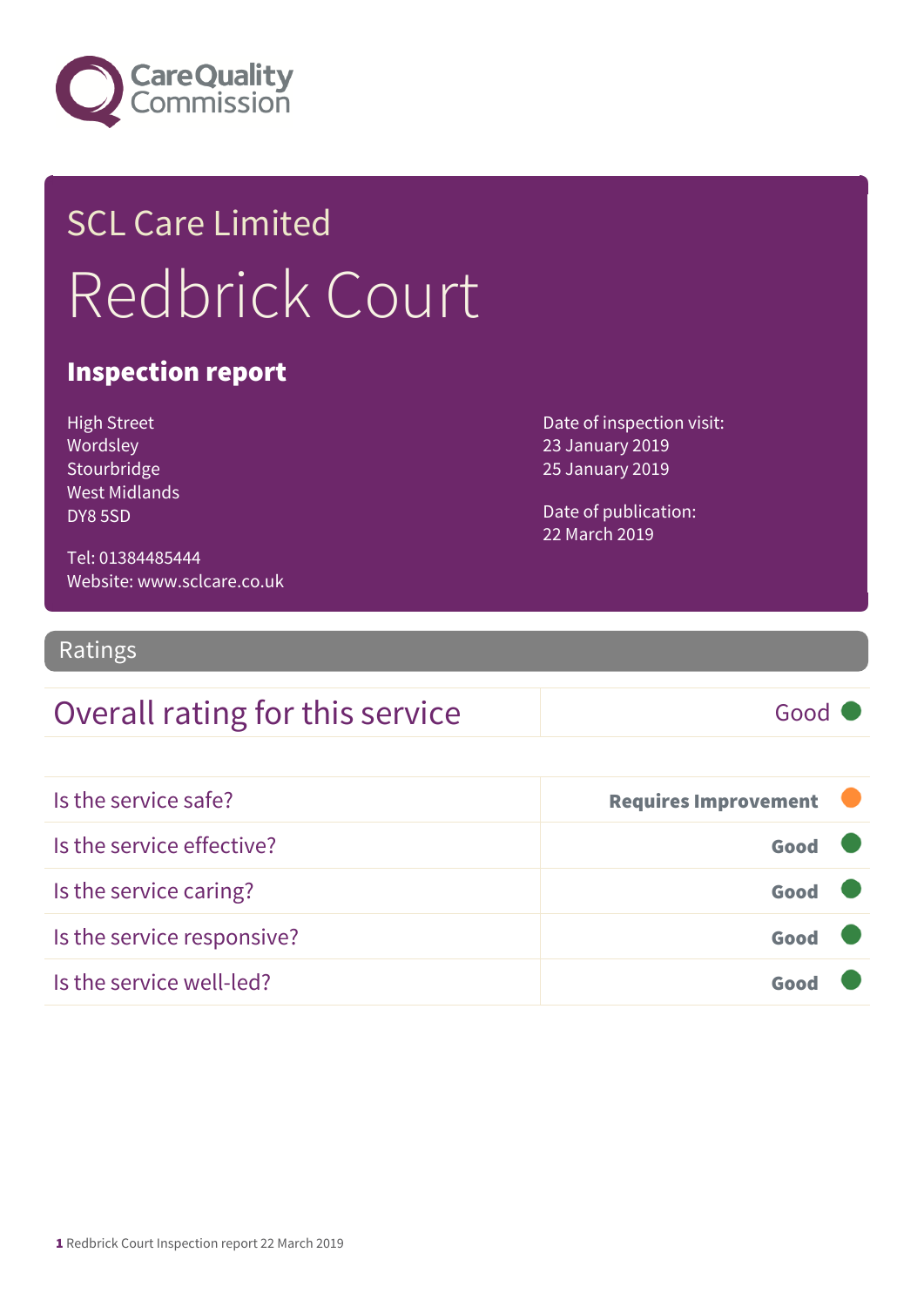Care Quality Commission

# SCL Care Limited

# Redbrick Court

## Inspection report

High Street
Wordsley
Stourbridge
West Midlands
DY8 5SD

Tel: 01384485444
Website: www.sclcare.co.uk

Date of inspection visit:
23 January 2019
25 January 2019

Date of publication:
22 March 2019

## Ratings

| Overall rating for this service | Good |
|---|---|

| | |
|---|---|
| Is the service safe? | Requires Improvement |
| Is the service effective? | Good |
| Is the service caring? | Good |
| Is the service responsive? | Good |
| Is the service well-led? | Good |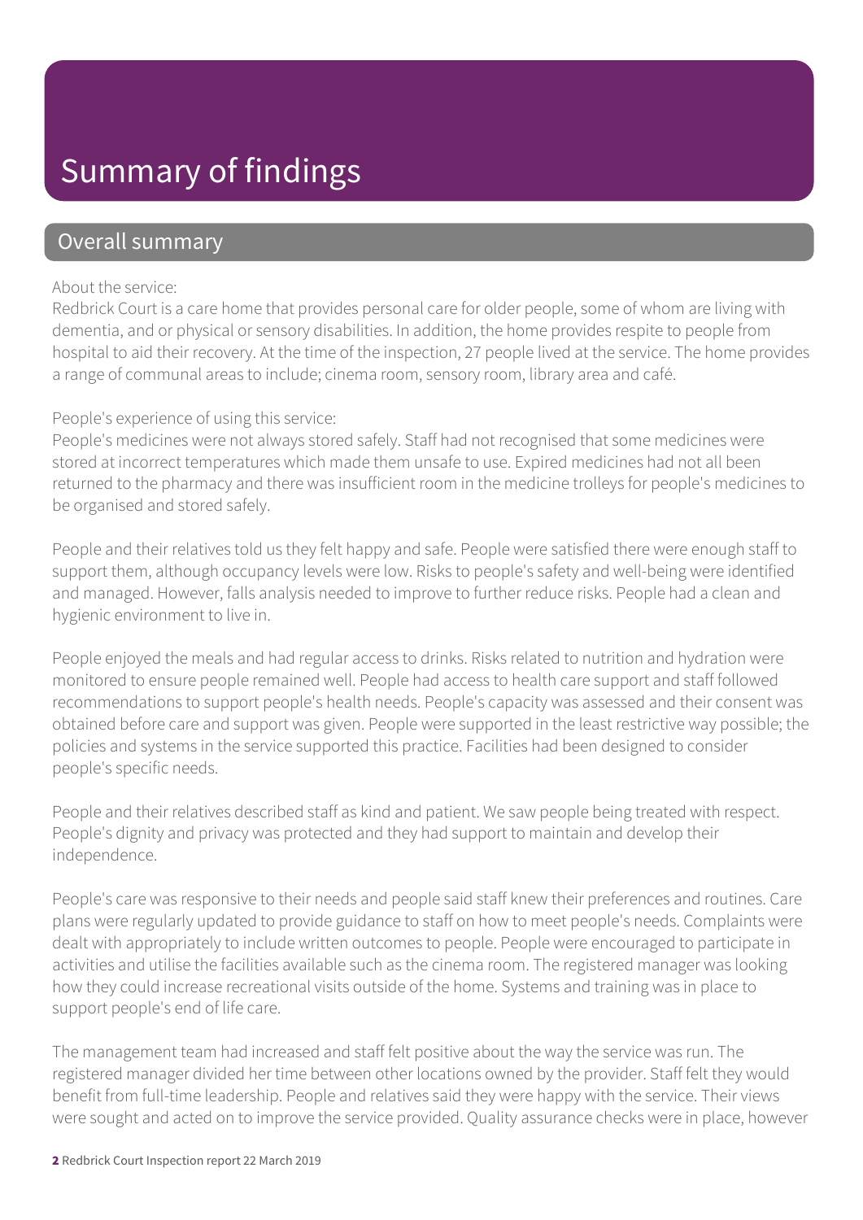# Summary of findings

## Overall summary

About the service:
Redbrick Court is a care home that provides personal care for older people, some of whom are living with dementia, and or physical or sensory disabilities. In addition, the home provides respite to people from hospital to aid their recovery. At the time of the inspection, 27 people lived at the service. The home provides a range of communal areas to include; cinema room, sensory room, library area and café.

People's experience of using this service:
People's medicines were not always stored safely. Staff had not recognised that some medicines were stored at incorrect temperatures which made them unsafe to use. Expired medicines had not all been returned to the pharmacy and there was insufficient room in the medicine trolleys for people's medicines to be organised and stored safely.

People and their relatives told us they felt happy and safe. People were satisfied there were enough staff to support them, although occupancy levels were low. Risks to people's safety and well-being were identified and managed. However, falls analysis needed to improve to further reduce risks. People had a clean and hygienic environment to live in.

People enjoyed the meals and had regular access to drinks. Risks related to nutrition and hydration were monitored to ensure people remained well. People had access to health care support and staff followed recommendations to support people's health needs. People's capacity was assessed and their consent was obtained before care and support was given. People were supported in the least restrictive way possible; the policies and systems in the service supported this practice. Facilities had been designed to consider people's specific needs.

People and their relatives described staff as kind and patient. We saw people being treated with respect. People's dignity and privacy was protected and they had support to maintain and develop their independence.

People's care was responsive to their needs and people said staff knew their preferences and routines. Care plans were regularly updated to provide guidance to staff on how to meet people's needs. Complaints were dealt with appropriately to include written outcomes to people. People were encouraged to participate in activities and utilise the facilities available such as the cinema room. The registered manager was looking how they could increase recreational visits outside of the home. Systems and training was in place to support people's end of life care.

The management team had increased and staff felt positive about the way the service was run. The registered manager divided her time between other locations owned by the provider. Staff felt they would benefit from full-time leadership. People and relatives said they were happy with the service. Their views were sought and acted on to improve the service provided. Quality assurance checks were in place, however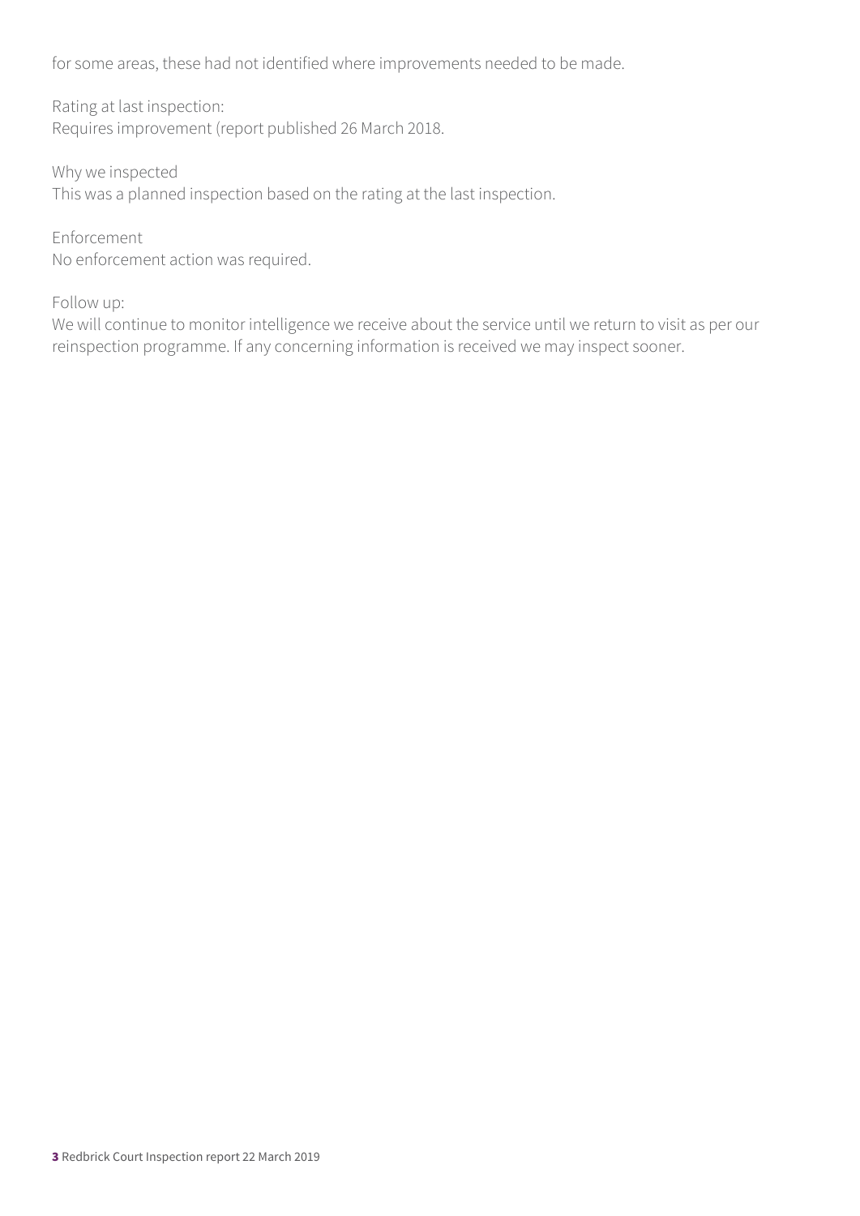for some areas, these had not identified where improvements needed to be made.

Rating at last inspection:
Requires improvement (report published 26 March 2018.

Why we inspected
This was a planned inspection based on the rating at the last inspection.

Enforcement
No enforcement action was required.

Follow up:
We will continue to monitor intelligence we receive about the service until we return to visit as per our reinspection programme. If any concerning information is received we may inspect sooner.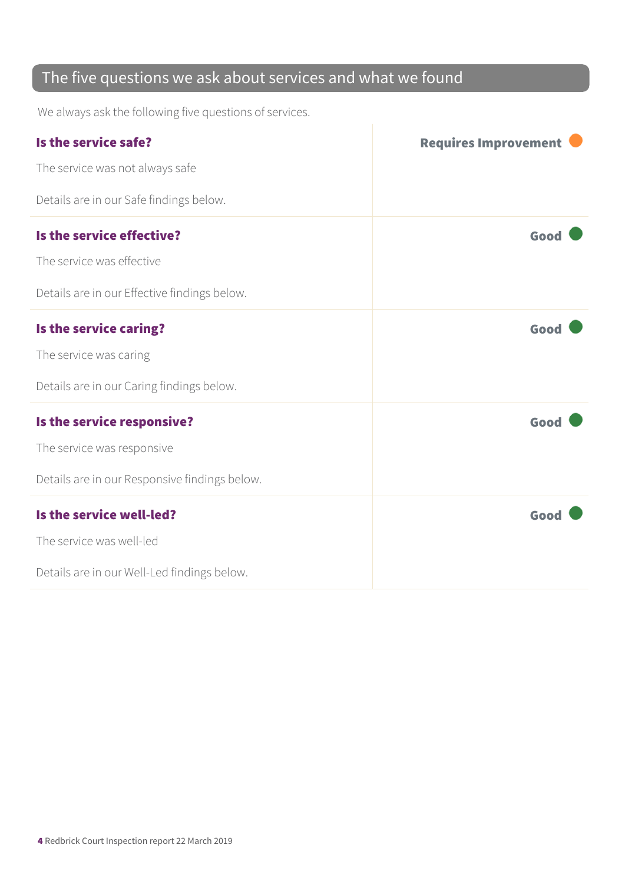## The five questions we ask about services and what we found

We always ask the following five questions of services.

**Is the service safe?** — **Requires Improvement**

The service was not always safe

Details are in our Safe findings below.

**Is the service effective?** — **Good**

The service was effective

Details are in our Effective findings below.

**Is the service caring?** — **Good**

The service was caring

Details are in our Caring findings below.

**Is the service responsive?** — **Good**

The service was responsive

Details are in our Responsive findings below.

**Is the service well-led?** — **Good**

The service was well-led

Details are in our Well-Led findings below.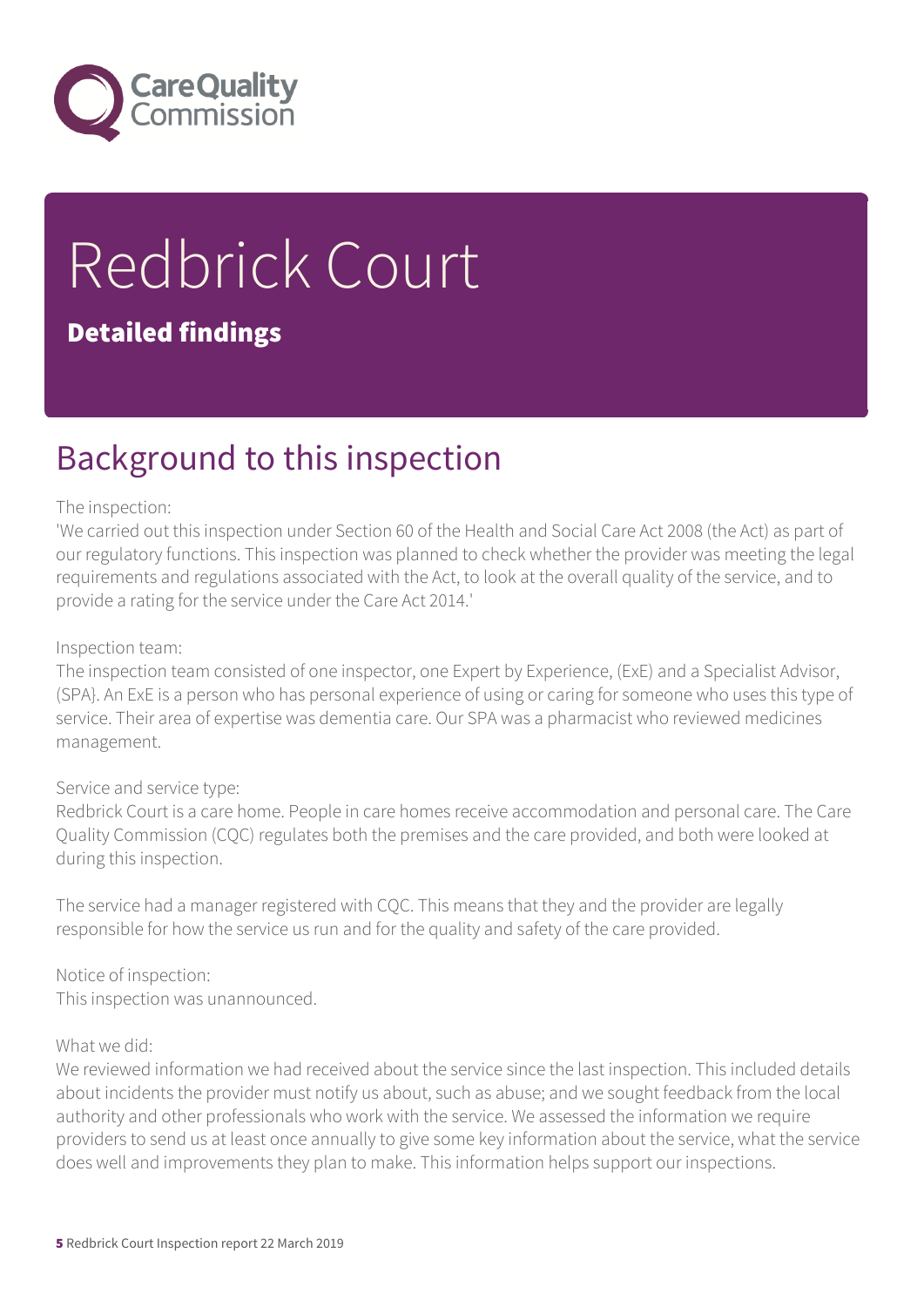# Redbrick Court

**Detailed findings**

## Background to this inspection

The inspection:
'We carried out this inspection under Section 60 of the Health and Social Care Act 2008 (the Act) as part of our regulatory functions. This inspection was planned to check whether the provider was meeting the legal requirements and regulations associated with the Act, to look at the overall quality of the service, and to provide a rating for the service under the Care Act 2014.'

Inspection team:
The inspection team consisted of one inspector, one Expert by Experience, (ExE) and a Specialist Advisor, (SPA}. An ExE is a person who has personal experience of using or caring for someone who uses this type of service. Their area of expertise was dementia care. Our SPA was a pharmacist who reviewed medicines management.

Service and service type:
Redbrick Court is a care home. People in care homes receive accommodation and personal care. The Care Quality Commission (CQC) regulates both the premises and the care provided, and both were looked at during this inspection.

The service had a manager registered with CQC. This means that they and the provider are legally responsible for how the service us run and for the quality and safety of the care provided.

Notice of inspection:
This inspection was unannounced.

What we did:
We reviewed information we had received about the service since the last inspection. This included details about incidents the provider must notify us about, such as abuse; and we sought feedback from the local authority and other professionals who work with the service. We assessed the information we require providers to send us at least once annually to give some key information about the service, what the service does well and improvements they plan to make. This information helps support our inspections.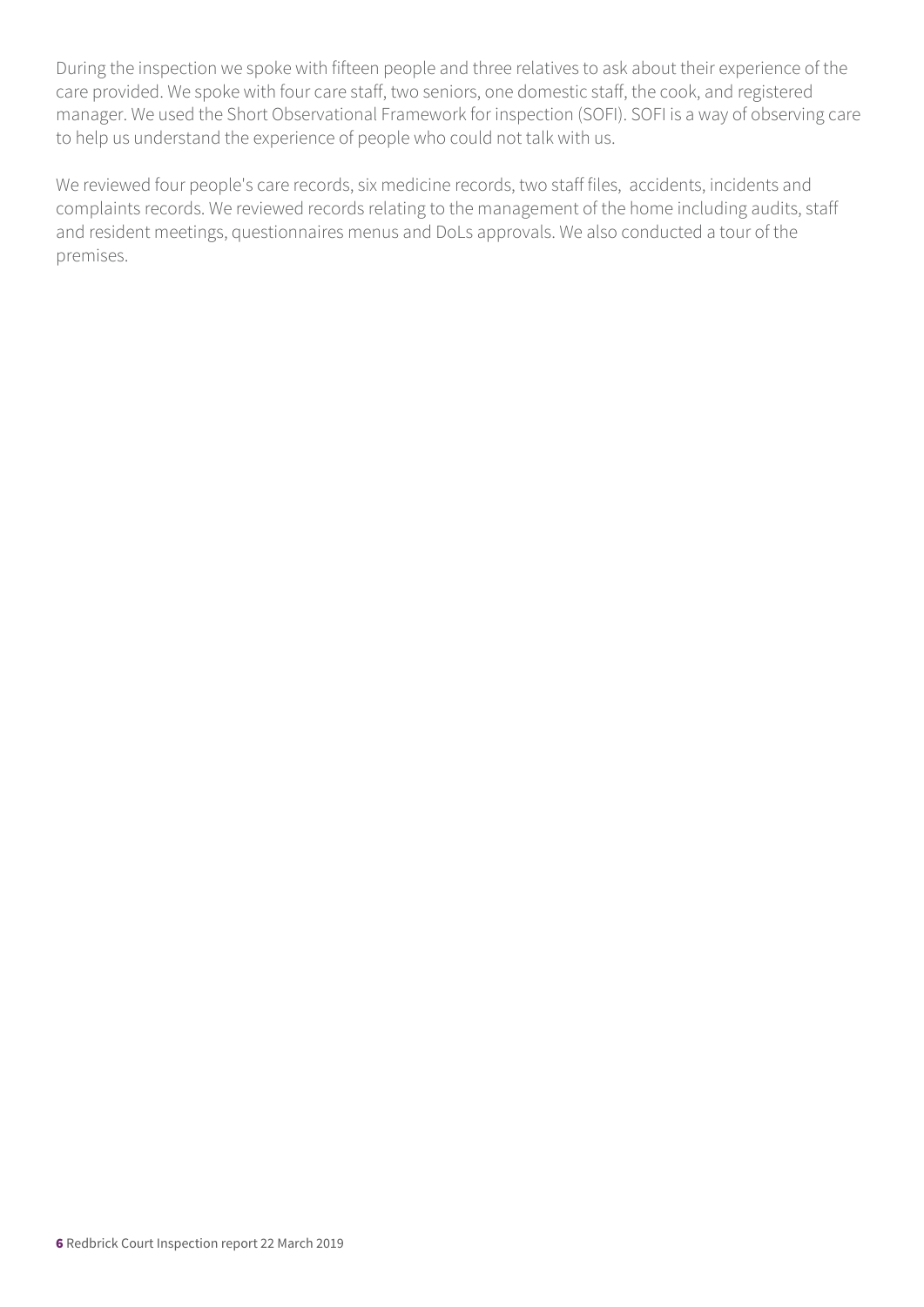During the inspection we spoke with fifteen people and three relatives to ask about their experience of the care provided. We spoke with four care staff, two seniors, one domestic staff, the cook, and registered manager. We used the Short Observational Framework for inspection (SOFI). SOFI is a way of observing care to help us understand the experience of people who could not talk with us.

We reviewed four people's care records, six medicine records, two staff files,  accidents, incidents and complaints records. We reviewed records relating to the management of the home including audits, staff and resident meetings, questionnaires menus and DoLs approvals. We also conducted a tour of the premises.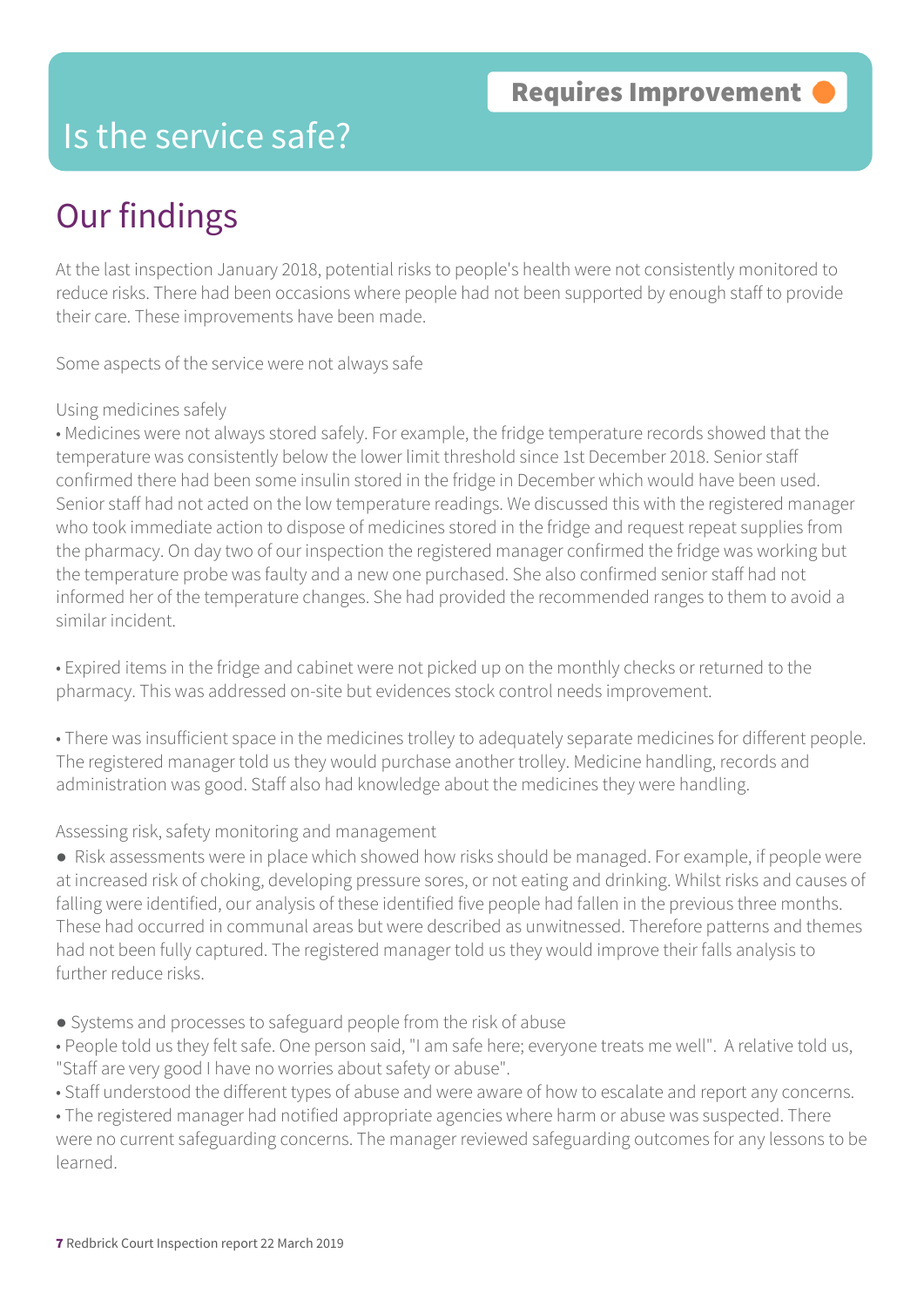Requires Improvement

# Is the service safe?

## Our findings

At the last inspection January 2018, potential risks to people's health were not consistently monitored to reduce risks. There had been occasions where people had not been supported by enough staff to provide their care. These improvements have been made.

Some aspects of the service were not always safe

Using medicines safely

- Medicines were not always stored safely. For example, the fridge temperature records showed that the temperature was consistently below the lower limit threshold since 1st December 2018. Senior staff confirmed there had been some insulin stored in the fridge in December which would have been used. Senior staff had not acted on the low temperature readings. We discussed this with the registered manager who took immediate action to dispose of medicines stored in the fridge and request repeat supplies from the pharmacy. On day two of our inspection the registered manager confirmed the fridge was working but the temperature probe was faulty and a new one purchased. She also confirmed senior staff had not informed her of the temperature changes. She had provided the recommended ranges to them to avoid a similar incident.

- Expired items in the fridge and cabinet were not picked up on the monthly checks or returned to the pharmacy. This was addressed on-site but evidences stock control needs improvement.

- There was insufficient space in the medicines trolley to adequately separate medicines for different people. The registered manager told us they would purchase another trolley. Medicine handling, records and administration was good. Staff also had knowledge about the medicines they were handling.

Assessing risk, safety monitoring and management

- Risk assessments were in place which showed how risks should be managed. For example, if people were at increased risk of choking, developing pressure sores, or not eating and drinking. Whilst risks and causes of falling were identified, our analysis of these identified five people had fallen in the previous three months. These had occurred in communal areas but were described as unwitnessed. Therefore patterns and themes had not been fully captured. The registered manager told us they would improve their falls analysis to further reduce risks.

- Systems and processes to safeguard people from the risk of abuse
- People told us they felt safe. One person said, "I am safe here; everyone treats me well". A relative told us, "Staff are very good I have no worries about safety or abuse".
- Staff understood the different types of abuse and were aware of how to escalate and report any concerns.
- The registered manager had notified appropriate agencies where harm or abuse was suspected. There were no current safeguarding concerns. The manager reviewed safeguarding outcomes for any lessons to be learned.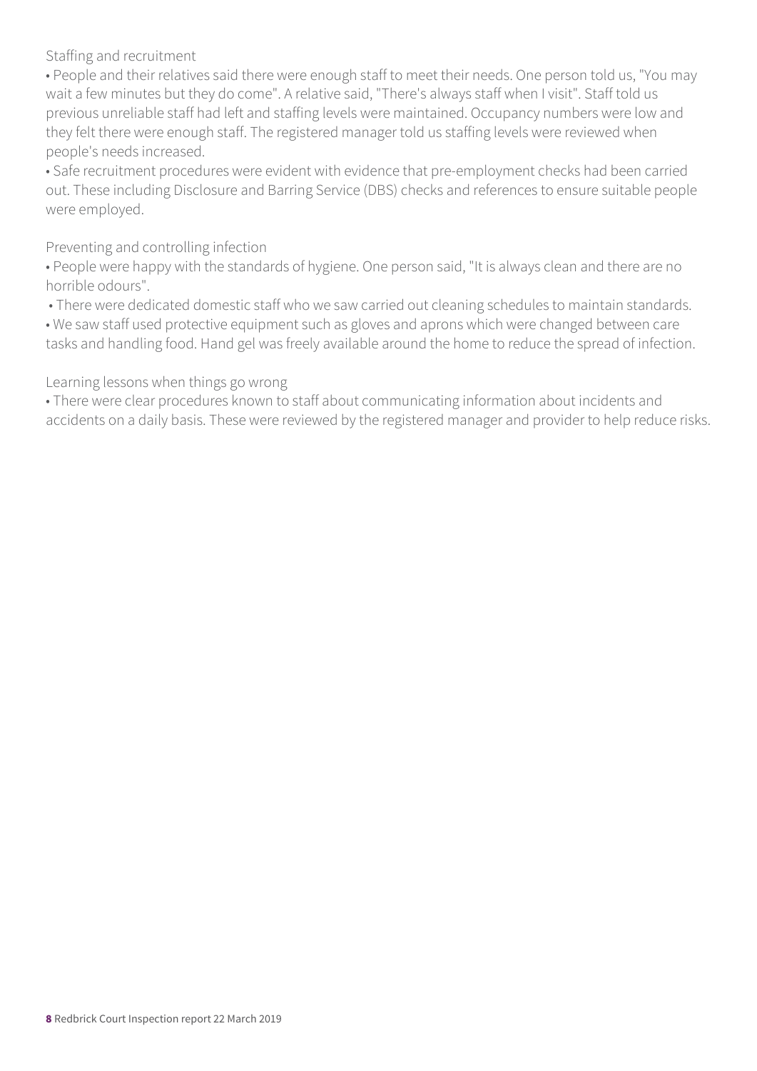### Staffing and recruitment

- People and their relatives said there were enough staff to meet their needs. One person told us, "You may wait a few minutes but they do come". A relative said, "There's always staff when I visit". Staff told us previous unreliable staff had left and staffing levels were maintained. Occupancy numbers were low and they felt there were enough staff. The registered manager told us staffing levels were reviewed when people's needs increased.
- Safe recruitment procedures were evident with evidence that pre-employment checks had been carried out. These including Disclosure and Barring Service (DBS) checks and references to ensure suitable people were employed.

### Preventing and controlling infection

- People were happy with the standards of hygiene. One person said, "It is always clean and there are no horrible odours".
- There were dedicated domestic staff who we saw carried out cleaning schedules to maintain standards.
- We saw staff used protective equipment such as gloves and aprons which were changed between care tasks and handling food. Hand gel was freely available around the home to reduce the spread of infection.

### Learning lessons when things go wrong

- There were clear procedures known to staff about communicating information about incidents and accidents on a daily basis. These were reviewed by the registered manager and provider to help reduce risks.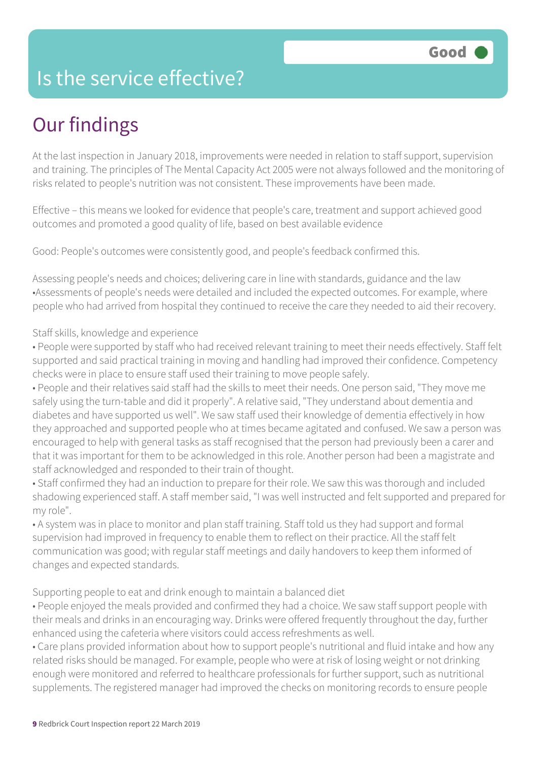Good

# Is the service effective?

## Our findings

At the last inspection in January 2018, improvements were needed in relation to staff support, supervision and training. The principles of The Mental Capacity Act 2005 were not always followed and the monitoring of risks related to people's nutrition was not consistent. These improvements have been made.

Effective – this means we looked for evidence that people's care, treatment and support achieved good outcomes and promoted a good quality of life, based on best available evidence

Good: People's outcomes were consistently good, and people's feedback confirmed this.

Assessing people's needs and choices; delivering care in line with standards, guidance and the law
•Assessments of people's needs were detailed and included the expected outcomes. For example, where people who had arrived from hospital they continued to receive the care they needed to aid their recovery.

Staff skills, knowledge and experience

- People were supported by staff who had received relevant training to meet their needs effectively. Staff felt supported and said practical training in moving and handling had improved their confidence. Competency checks were in place to ensure staff used their training to move people safely.
- People and their relatives said staff had the skills to meet their needs. One person said, "They move me safely using the turn-table and did it properly". A relative said, "They understand about dementia and diabetes and have supported us well". We saw staff used their knowledge of dementia effectively in how they approached and supported people who at times became agitated and confused. We saw a person was encouraged to help with general tasks as staff recognised that the person had previously been a carer and that it was important for them to be acknowledged in this role. Another person had been a magistrate and staff acknowledged and responded to their train of thought.
- Staff confirmed they had an induction to prepare for their role. We saw this was thorough and included shadowing experienced staff. A staff member said, "I was well instructed and felt supported and prepared for my role".
- A system was in place to monitor and plan staff training. Staff told us they had support and formal supervision had improved in frequency to enable them to reflect on their practice. All the staff felt communication was good; with regular staff meetings and daily handovers to keep them informed of changes and expected standards.

Supporting people to eat and drink enough to maintain a balanced diet

- People enjoyed the meals provided and confirmed they had a choice. We saw staff support people with their meals and drinks in an encouraging way. Drinks were offered frequently throughout the day, further enhanced using the cafeteria where visitors could access refreshments as well.
- Care plans provided information about how to support people's nutritional and fluid intake and how any related risks should be managed. For example, people who were at risk of losing weight or not drinking enough were monitored and referred to healthcare professionals for further support, such as nutritional supplements. The registered manager had improved the checks on monitoring records to ensure people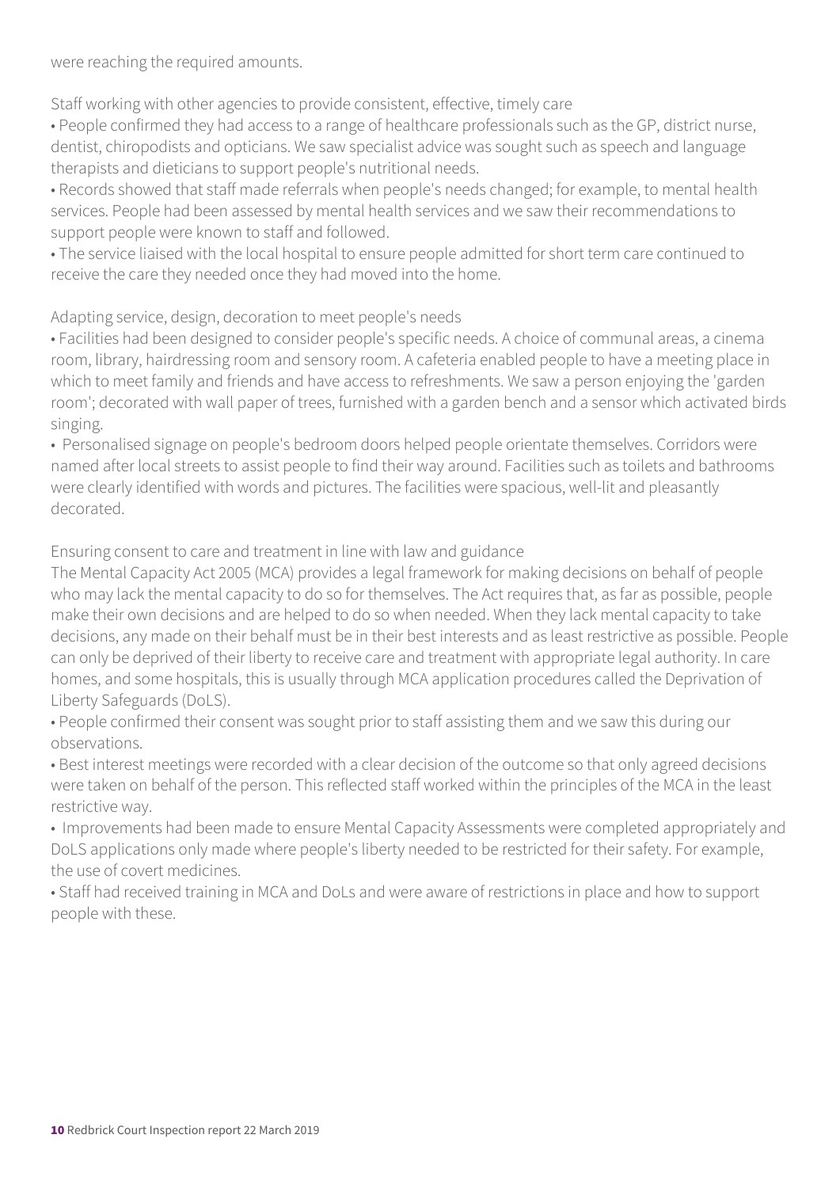were reaching the required amounts.

Staff working with other agencies to provide consistent, effective, timely care

• People confirmed they had access to a range of healthcare professionals such as the GP, district nurse, dentist, chiropodists and opticians. We saw specialist advice was sought such as speech and language therapists and dieticians to support people's nutritional needs.
• Records showed that staff made referrals when people's needs changed; for example, to mental health services. People had been assessed by mental health services and we saw their recommendations to support people were known to staff and followed.
• The service liaised with the local hospital to ensure people admitted for short term care continued to receive the care they needed once they had moved into the home.

Adapting service, design, decoration to meet people's needs

• Facilities had been designed to consider people's specific needs. A choice of communal areas, a cinema room, library, hairdressing room and sensory room. A cafeteria enabled people to have a meeting place in which to meet family and friends and have access to refreshments. We saw a person enjoying the 'garden room'; decorated with wall paper of trees, furnished with a garden bench and a sensor which activated birds singing.
• Personalised signage on people's bedroom doors helped people orientate themselves. Corridors were named after local streets to assist people to find their way around. Facilities such as toilets and bathrooms were clearly identified with words and pictures. The facilities were spacious, well-lit and pleasantly decorated.

Ensuring consent to care and treatment in line with law and guidance

The Mental Capacity Act 2005 (MCA) provides a legal framework for making decisions on behalf of people who may lack the mental capacity to do so for themselves. The Act requires that, as far as possible, people make their own decisions and are helped to do so when needed. When they lack mental capacity to take decisions, any made on their behalf must be in their best interests and as least restrictive as possible. People can only be deprived of their liberty to receive care and treatment with appropriate legal authority. In care homes, and some hospitals, this is usually through MCA application procedures called the Deprivation of Liberty Safeguards (DoLS).

• People confirmed their consent was sought prior to staff assisting them and we saw this during our observations.
• Best interest meetings were recorded with a clear decision of the outcome so that only agreed decisions were taken on behalf of the person. This reflected staff worked within the principles of the MCA in the least restrictive way.
• Improvements had been made to ensure Mental Capacity Assessments were completed appropriately and DoLS applications only made where people's liberty needed to be restricted for their safety. For example, the use of covert medicines.
• Staff had received training in MCA and DoLs and were aware of restrictions in place and how to support people with these.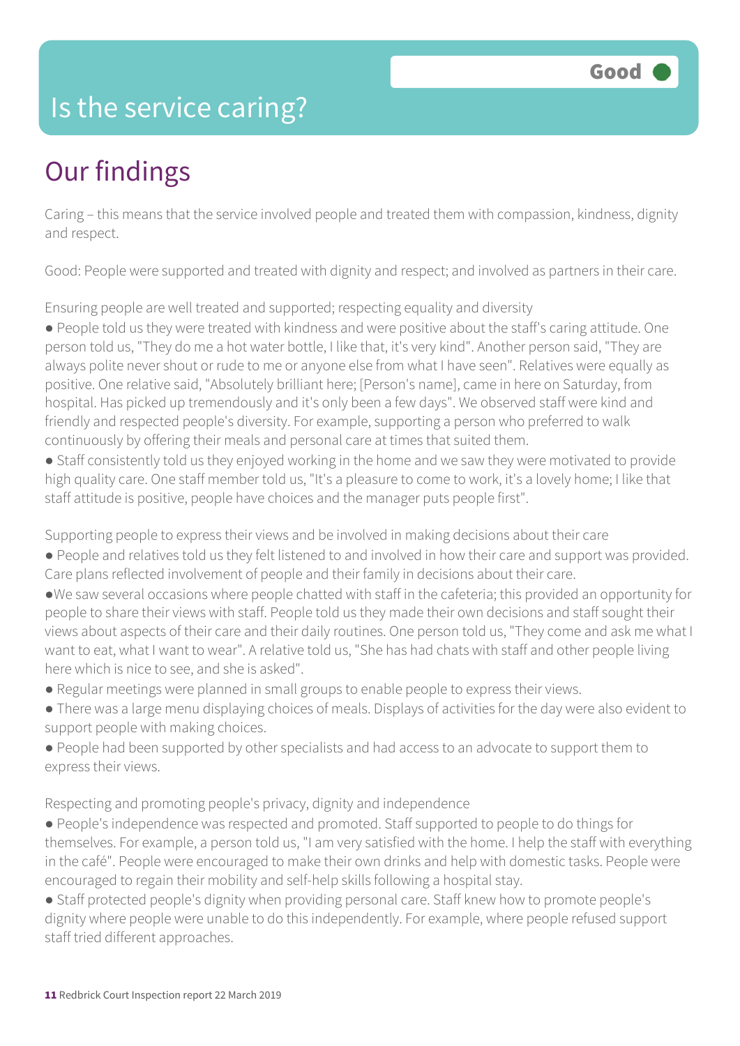# Is the service caring?

**Good**

## Our findings

Caring – this means that the service involved people and treated them with compassion, kindness, dignity and respect.

Good: People were supported and treated with dignity and respect; and involved as partners in their care.

Ensuring people are well treated and supported; respecting equality and diversity

- People told us they were treated with kindness and were positive about the staff's caring attitude. One person told us, "They do me a hot water bottle, I like that, it's very kind". Another person said, "They are always polite never shout or rude to me or anyone else from what I have seen". Relatives were equally as positive. One relative said, "Absolutely brilliant here; [Person's name], came in here on Saturday, from hospital. Has picked up tremendously and it's only been a few days". We observed staff were kind and friendly and respected people's diversity. For example, supporting a person who preferred to walk continuously by offering their meals and personal care at times that suited them.
- Staff consistently told us they enjoyed working in the home and we saw they were motivated to provide high quality care. One staff member told us, "It's a pleasure to come to work, it's a lovely home; I like that staff attitude is positive, people have choices and the manager puts people first".

Supporting people to express their views and be involved in making decisions about their care

- People and relatives told us they felt listened to and involved in how their care and support was provided. Care plans reflected involvement of people and their family in decisions about their care.
- We saw several occasions where people chatted with staff in the cafeteria; this provided an opportunity for people to share their views with staff. People told us they made their own decisions and staff sought their views about aspects of their care and their daily routines. One person told us, "They come and ask me what I want to eat, what I want to wear". A relative told us, "She has had chats with staff and other people living here which is nice to see, and she is asked".
- Regular meetings were planned in small groups to enable people to express their views.
- There was a large menu displaying choices of meals. Displays of activities for the day were also evident to support people with making choices.
- People had been supported by other specialists and had access to an advocate to support them to express their views.

Respecting and promoting people's privacy, dignity and independence

- People's independence was respected and promoted. Staff supported to people to do things for themselves. For example, a person told us, "I am very satisfied with the home. I help the staff with everything in the café". People were encouraged to make their own drinks and help with domestic tasks. People were encouraged to regain their mobility and self-help skills following a hospital stay.
- Staff protected people's dignity when providing personal care. Staff knew how to promote people's dignity where people were unable to do this independently. For example, where people refused support staff tried different approaches.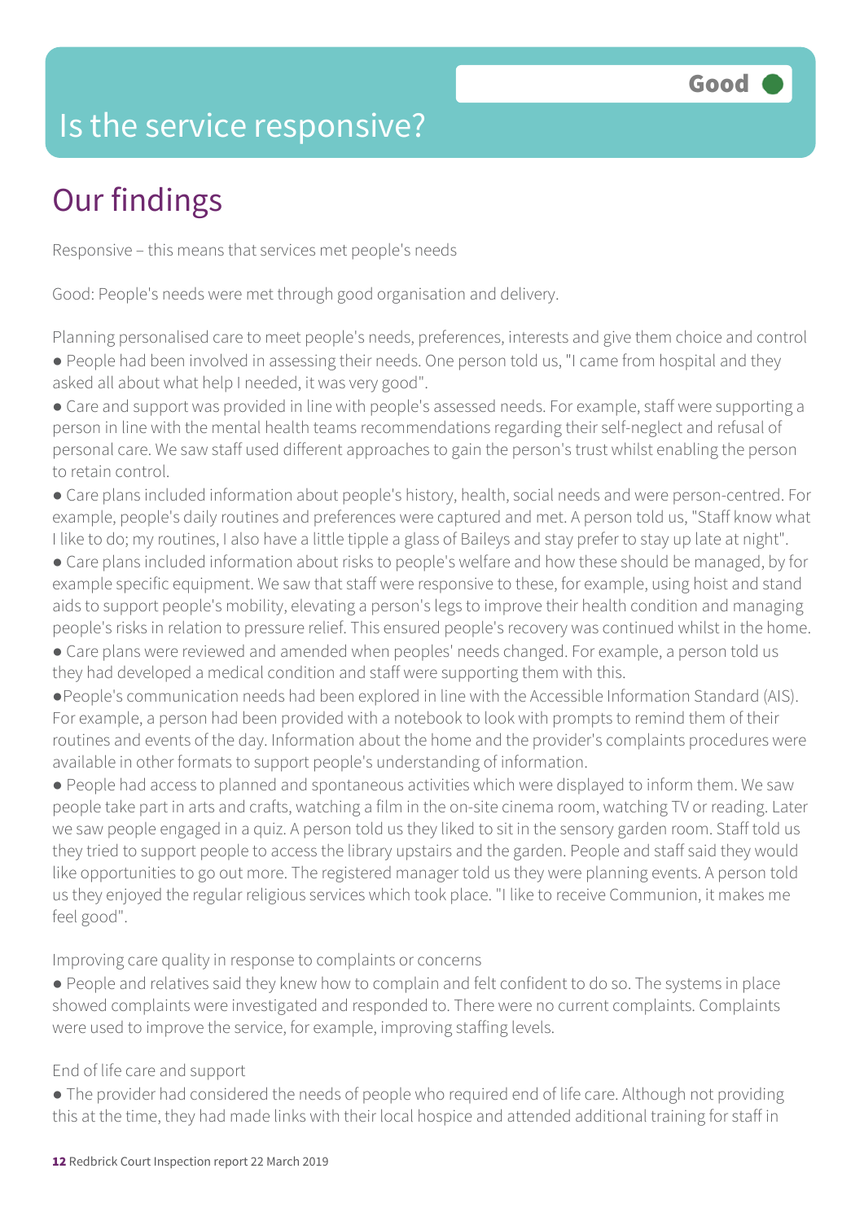# Is the service responsive?

**Good**

## Our findings

Responsive – this means that services met people's needs

Good: People's needs were met through good organisation and delivery.

Planning personalised care to meet people's needs, preferences, interests and give them choice and control

- People had been involved in assessing their needs. One person told us, "I came from hospital and they asked all about what help I needed, it was very good".
- Care and support was provided in line with people's assessed needs. For example, staff were supporting a person in line with the mental health teams recommendations regarding their self-neglect and refusal of personal care. We saw staff used different approaches to gain the person's trust whilst enabling the person to retain control.
- Care plans included information about people's history, health, social needs and were person-centred. For example, people's daily routines and preferences were captured and met. A person told us, "Staff know what I like to do; my routines, I also have a little tipple a glass of Baileys and stay prefer to stay up late at night".
- Care plans included information about risks to people's welfare and how these should be managed, by for example specific equipment. We saw that staff were responsive to these, for example, using hoist and stand aids to support people's mobility, elevating a person's legs to improve their health condition and managing people's risks in relation to pressure relief. This ensured people's recovery was continued whilst in the home.
- Care plans were reviewed and amended when peoples' needs changed. For example, a person told us they had developed a medical condition and staff were supporting them with this.
- People's communication needs had been explored in line with the Accessible Information Standard (AIS). For example, a person had been provided with a notebook to look with prompts to remind them of their routines and events of the day. Information about the home and the provider's complaints procedures were available in other formats to support people's understanding of information.
- People had access to planned and spontaneous activities which were displayed to inform them. We saw people take part in arts and crafts, watching a film in the on-site cinema room, watching TV or reading. Later we saw people engaged in a quiz. A person told us they liked to sit in the sensory garden room. Staff told us they tried to support people to access the library upstairs and the garden. People and staff said they would like opportunities to go out more. The registered manager told us they were planning events. A person told us they enjoyed the regular religious services which took place. "I like to receive Communion, it makes me feel good".

Improving care quality in response to complaints or concerns

- People and relatives said they knew how to complain and felt confident to do so. The systems in place showed complaints were investigated and responded to. There were no current complaints. Complaints were used to improve the service, for example, improving staffing levels.

End of life care and support

- The provider had considered the needs of people who required end of life care. Although not providing this at the time, they had made links with their local hospice and attended additional training for staff in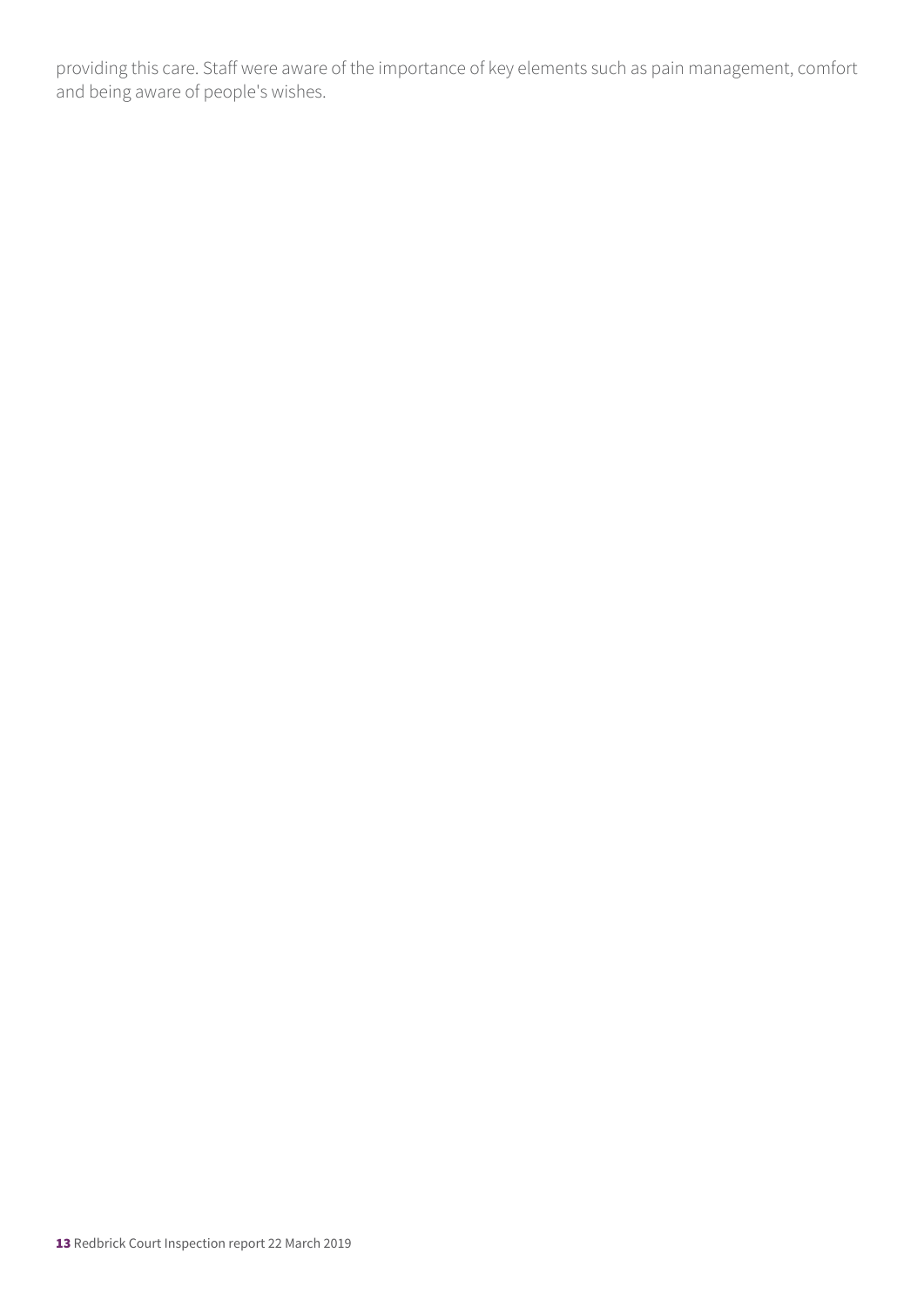providing this care. Staff were aware of the importance of key elements such as pain management, comfort and being aware of people's wishes.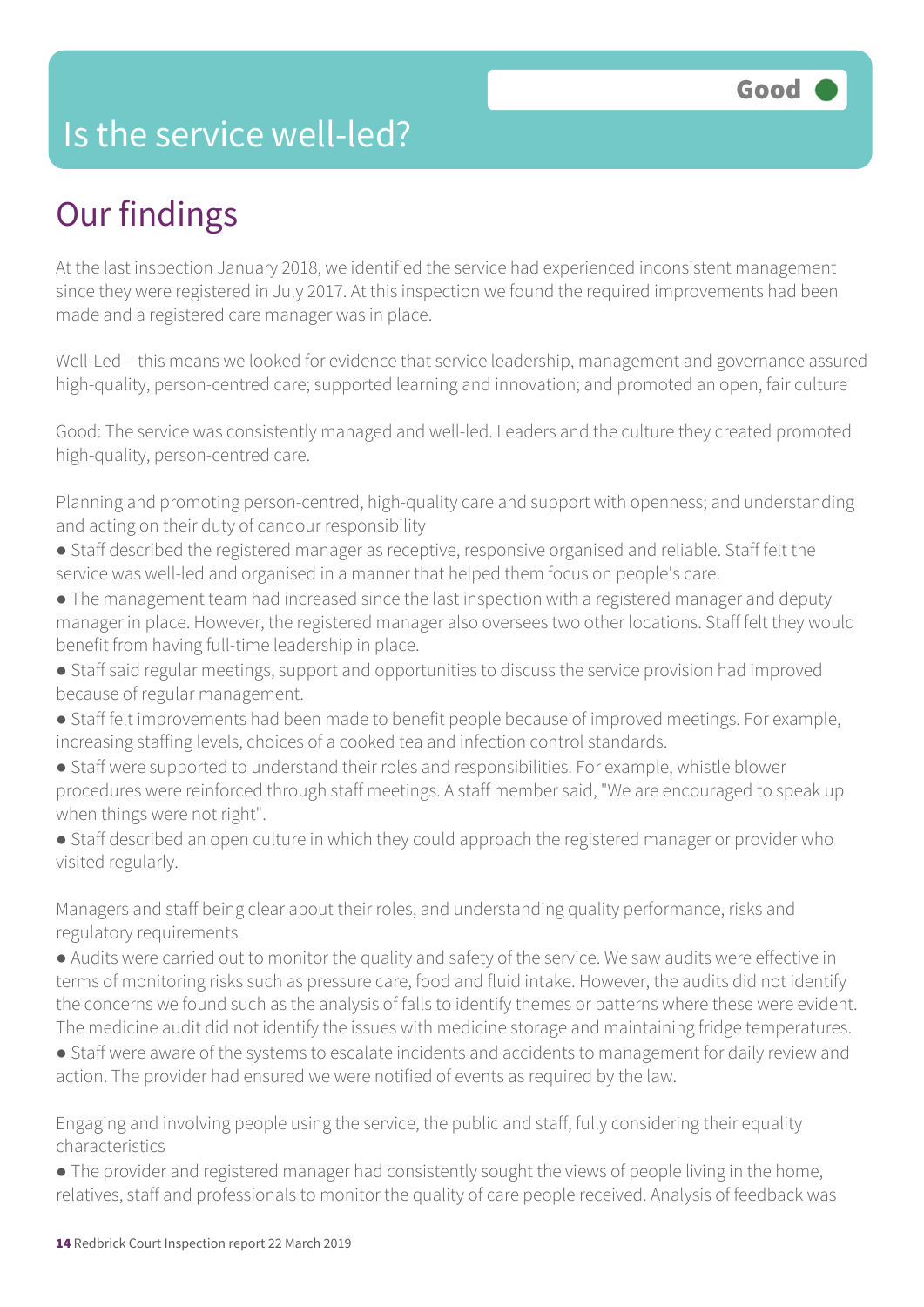Good

# Is the service well-led?

## Our findings

At the last inspection January 2018, we identified the service had experienced inconsistent management since they were registered in July 2017. At this inspection we found the required improvements had been made and a registered care manager was in place.

Well-Led – this means we looked for evidence that service leadership, management and governance assured high-quality, person-centred care; supported learning and innovation; and promoted an open, fair culture

Good: The service was consistently managed and well-led. Leaders and the culture they created promoted high-quality, person-centred care.

Planning and promoting person-centred, high-quality care and support with openness; and understanding and acting on their duty of candour responsibility

- Staff described the registered manager as receptive, responsive organised and reliable. Staff felt the service was well-led and organised in a manner that helped them focus on people's care.
- The management team had increased since the last inspection with a registered manager and deputy manager in place. However, the registered manager also oversees two other locations. Staff felt they would benefit from having full-time leadership in place.
- Staff said regular meetings, support and opportunities to discuss the service provision had improved because of regular management.
- Staff felt improvements had been made to benefit people because of improved meetings. For example, increasing staffing levels, choices of a cooked tea and infection control standards.
- Staff were supported to understand their roles and responsibilities. For example, whistle blower procedures were reinforced through staff meetings. A staff member said, "We are encouraged to speak up when things were not right".
- Staff described an open culture in which they could approach the registered manager or provider who visited regularly.

Managers and staff being clear about their roles, and understanding quality performance, risks and regulatory requirements

- Audits were carried out to monitor the quality and safety of the service. We saw audits were effective in terms of monitoring risks such as pressure care, food and fluid intake. However, the audits did not identify the concerns we found such as the analysis of falls to identify themes or patterns where these were evident. The medicine audit did not identify the issues with medicine storage and maintaining fridge temperatures.
- Staff were aware of the systems to escalate incidents and accidents to management for daily review and action. The provider had ensured we were notified of events as required by the law.

Engaging and involving people using the service, the public and staff, fully considering their equality characteristics

- The provider and registered manager had consistently sought the views of people living in the home, relatives, staff and professionals to monitor the quality of care people received. Analysis of feedback was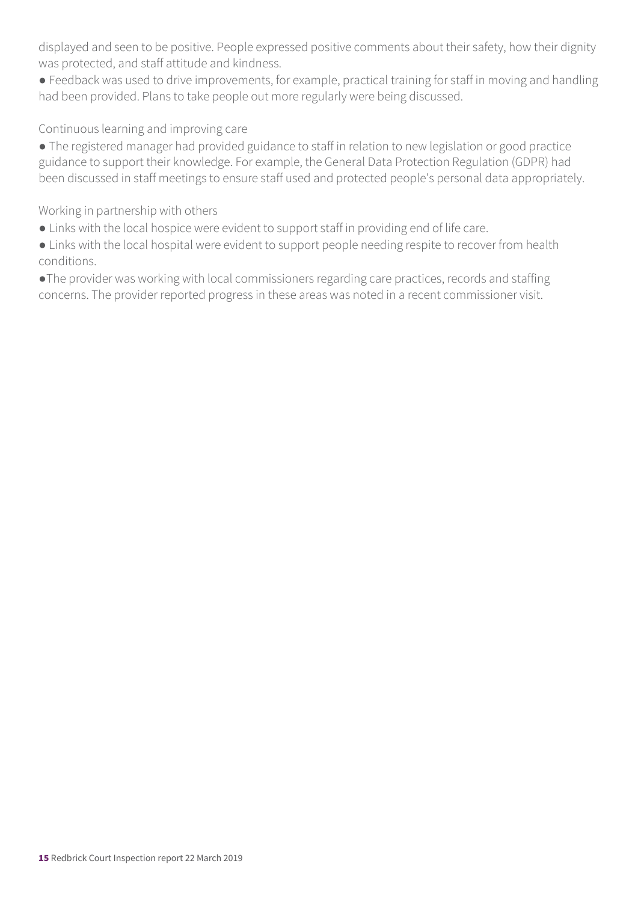displayed and seen to be positive. People expressed positive comments about their safety, how their dignity was protected, and staff attitude and kindness.

- Feedback was used to drive improvements, for example, practical training for staff in moving and handling had been provided. Plans to take people out more regularly were being discussed.

### Continuous learning and improving care

- The registered manager had provided guidance to staff in relation to new legislation or good practice guidance to support their knowledge. For example, the General Data Protection Regulation (GDPR) had been discussed in staff meetings to ensure staff used and protected people's personal data appropriately.

### Working in partnership with others

- Links with the local hospice were evident to support staff in providing end of life care.
- Links with the local hospital were evident to support people needing respite to recover from health conditions.
- The provider was working with local commissioners regarding care practices, records and staffing concerns. The provider reported progress in these areas was noted in a recent commissioner visit.